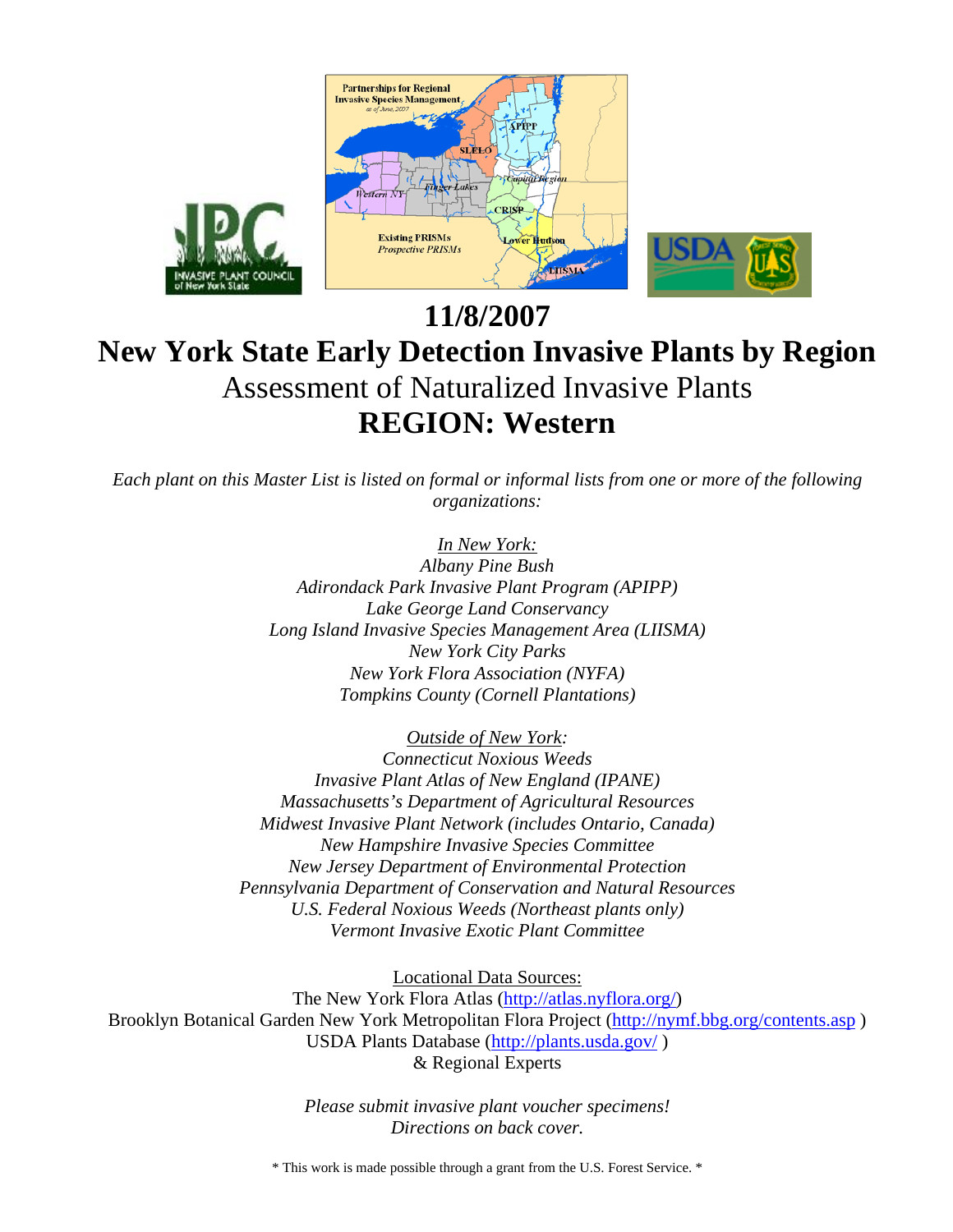# 11/8/2007

# New York State Early Detection Invasive Plants by Region

## Assessment of Naturalized Invasive Plants

## REGION: Western

*Each plant on this Master List is listed on formal or informal lists from one or more of the following organizations:*

*In New York:*
*Albany Pine Bush*
*Adirondack Park Invasive Plant Program (APIPP)*
*Lake George Land Conservancy*
*Long Island Invasive Species Management Area (LIISMA)*
*New York City Parks*
*New York Flora Association (NYFA)*
*Tompkins County (Cornell Plantations)*

*Outside of New York:*
*Connecticut Noxious Weeds*
*Invasive Plant Atlas of New England (IPANE)*
*Massachusetts's Department of Agricultural Resources*
*Midwest Invasive Plant Network (includes Ontario, Canada)*
*New Hampshire Invasive Species Committee*
*New Jersey Department of Environmental Protection*
*Pennsylvania Department of Conservation and Natural Resources*
*U.S. Federal Noxious Weeds (Northeast plants only)*
*Vermont Invasive Exotic Plant Committee*

Locational Data Sources:
The New York Flora Atlas (http://atlas.nyflora.org/)
Brooklyn Botanical Garden New York Metropolitan Flora Project (http://nymf.bbg.org/contents.asp )
USDA Plants Database (http://plants.usda.gov/ )
& Regional Experts

*Please submit invasive plant voucher specimens!*
*Directions on back cover.*

* This work is made possible through a grant from the U.S. Forest Service. *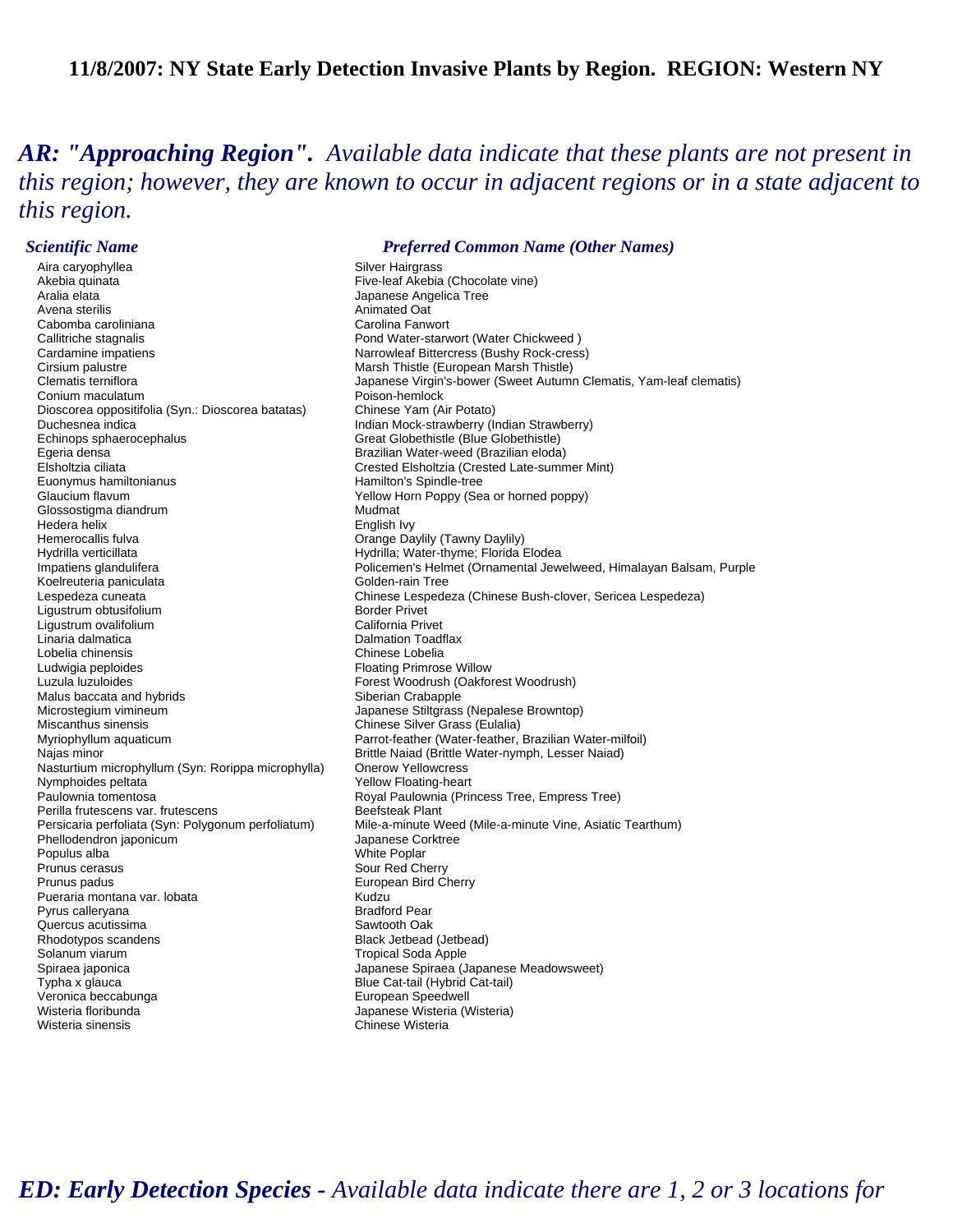### 11/8/2007: NY State Early Detection Invasive Plants by Region. REGION: Western NY

## *AR: "Approaching Region". Available data indicate that these plants are not present in this region; however, they are known to occur in adjacent regions or in a state adjacent to this region.*

| *Scientific Name* | *Preferred Common Name (Other Names)* |
|---|---|
| Aira caryophyllea | Silver Hairgrass |
| Akebia quinata | Five-leaf Akebia (Chocolate vine) |
| Aralia elata | Japanese Angelica Tree |
| Avena sterilis | Animated Oat |
| Cabomba caroliniana | Carolina Fanwort |
| Callitriche stagnalis | Pond Water-starwort (Water Chickweed ) |
| Cardamine impatiens | Narrowleaf Bittercress (Bushy Rock-cress) |
| Cirsium palustre | Marsh Thistle (European Marsh Thistle) |
| Clematis terniflora | Japanese Virgin's-bower (Sweet Autumn Clematis, Yam-leaf clematis) |
| Conium maculatum | Poison-hemlock |
| Dioscorea oppositifolia (Syn.: Dioscorea batatas) | Chinese Yam (Air Potato) |
| Duchesnea indica | Indian Mock-strawberry (Indian Strawberry) |
| Echinops sphaerocephalus | Great Globethistle (Blue Globethistle) |
| Egeria densa | Brazilian Water-weed (Brazilian eloda) |
| Elsholtzia ciliata | Crested Elsholtzia (Crested Late-summer Mint) |
| Euonymus hamiltonianus | Hamilton's Spindle-tree |
| Glaucium flavum | Yellow Horn Poppy (Sea or horned poppy) |
| Glossostigma diandrum | Mudmat |
| Hedera helix | English Ivy |
| Hemerocallis fulva | Orange Daylily (Tawny Daylily) |
| Hydrilla verticillata | Hydrilla; Water-thyme; Florida Elodea |
| Impatiens glandulifera | Policemen's Helmet (Ornamental Jewelweed, Himalayan Balsam, Purple |
| Koelreuteria paniculata | Golden-rain Tree |
| Lespedeza cuneata | Chinese Lespedeza (Chinese Bush-clover, Sericea Lespedeza) |
| Ligustrum obtusifolium | Border Privet |
| Ligustrum ovalifolium | California Privet |
| Linaria dalmatica | Dalmation Toadflax |
| Lobelia chinensis | Chinese Lobelia |
| Ludwigia peploides | Floating Primrose Willow |
| Luzula luzuloides | Forest Woodrush (Oakforest Woodrush) |
| Malus baccata and hybrids | Siberian Crabapple |
| Microstegium vimineum | Japanese Stiltgrass (Nepalese Browntop) |
| Miscanthus sinensis | Chinese Silver Grass (Eulalia) |
| Myriophyllum aquaticum | Parrot-feather (Water-feather, Brazilian Water-milfoil) |
| Najas minor | Brittle Naiad (Brittle Water-nymph, Lesser Naiad) |
| Nasturtium microphyllum (Syn: Rorippa microphylla) | Onerow Yellowcress |
| Nymphoides peltata | Yellow Floating-heart |
| Paulownia tomentosa | Royal Paulownia (Princess Tree, Empress Tree) |
| Perilla frutescens var. frutescens | Beefsteak Plant |
| Persicaria perfoliata (Syn: Polygonum perfoliatum) | Mile-a-minute Weed (Mile-a-minute Vine, Asiatic Tearthum) |
| Phellodendron japonicum | Japanese Corktree |
| Populus alba | White Poplar |
| Prunus cerasus | Sour Red Cherry |
| Prunus padus | European Bird Cherry |
| Pueraria montana var. lobata | Kudzu |
| Pyrus calleryana | Bradford Pear |
| Quercus acutissima | Sawtooth Oak |
| Rhodotypos scandens | Black Jetbead (Jetbead) |
| Solanum viarum | Tropical Soda Apple |
| Spiraea japonica | Japanese Spiraea (Japanese Meadowsweet) |
| Typha x glauca | Blue Cat-tail (Hybrid Cat-tail) |
| Veronica beccabunga | European Speedwell |
| Wisteria floribunda | Japanese Wisteria (Wisteria) |
| Wisteria sinensis | Chinese Wisteria |

## *ED: Early Detection Species - Available data indicate there are 1, 2 or 3 locations for*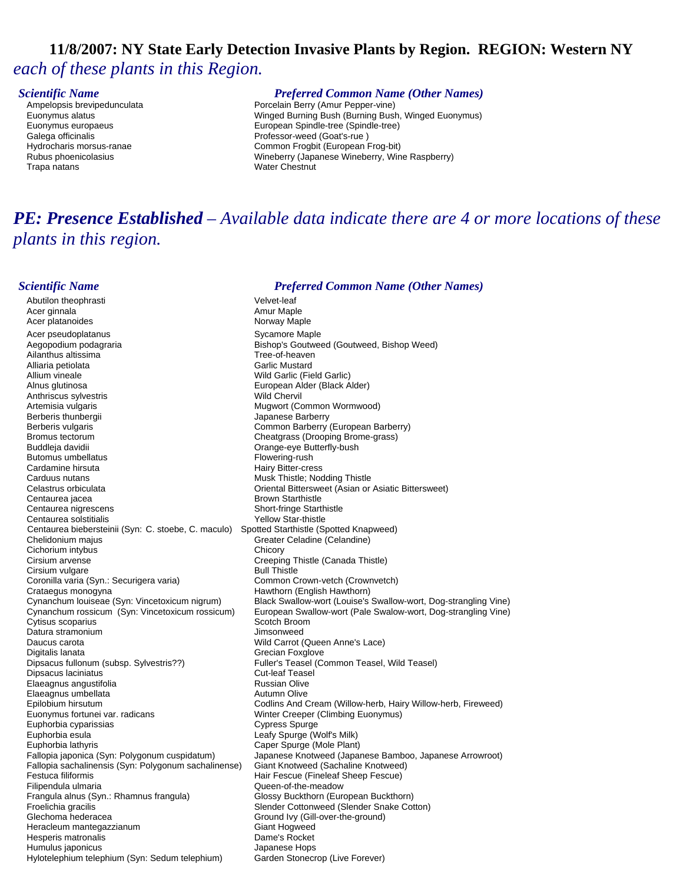## 11/8/2007: NY State Early Detection Invasive Plants by Region. REGION: Western NY

*each of these plants in this Region.*

| *Scientific Name* | *Preferred Common Name (Other Names)* |
|---|---|
| Ampelopsis brevipedunculata | Porcelain Berry (Amur Pepper-vine) |
| Euonymus alatus | Winged Burning Bush (Burning Bush, Winged Euonymus) |
| Euonymus europaeus | European Spindle-tree (Spindle-tree) |
| Galega officinalis | Professor-weed (Goat's-rue ) |
| Hydrocharis morsus-ranae | Common Frogbit (European Frog-bit) |
| Rubus phoenicolasius | Wineberry (Japanese Wineberry, Wine Raspberry) |
| Trapa natans | Water Chestnut |

## *PE: Presence Established – Available data indicate there are 4 or more locations of these plants in this region.*

| *Scientific Name* | *Preferred Common Name (Other Names)* |
|---|---|
| Abutilon theophrasti | Velvet-leaf |
| Acer ginnala | Amur Maple |
| Acer platanoides | Norway Maple |
| Acer pseudoplatanus | Sycamore Maple |
| Aegopodium podagraria | Bishop's Goutweed (Goutweed, Bishop Weed) |
| Ailanthus altissima | Tree-of-heaven |
| Alliaria petiolata | Garlic Mustard |
| Allium vineale | Wild Garlic (Field Garlic) |
| Alnus glutinosa | European Alder (Black Alder) |
| Anthriscus sylvestris | Wild Chervil |
| Artemisia vulgaris | Mugwort (Common Wormwood) |
| Berberis thunbergii | Japanese Barberry |
| Berberis vulgaris | Common Barberry (European Barberry) |
| Bromus tectorum | Cheatgrass (Drooping Brome-grass) |
| Buddleja davidii | Orange-eye Butterfly-bush |
| Butomus umbellatus | Flowering-rush |
| Cardamine hirsuta | Hairy Bitter-cress |
| Carduus nutans | Musk Thistle; Nodding Thistle |
| Celastrus orbiculata | Oriental Bittersweet (Asian or Asiatic Bittersweet) |
| Centaurea jacea | Brown Starthistle |
| Centaurea nigrescens | Short-fringe Starthistle |
| Centaurea solstitialis | Yellow Star-thistle |
| Centaurea biebersteinii (Syn: C. stoebe, C. maculo) | Spotted Starthistle (Spotted Knapweed) |
| Chelidonium majus | Greater Celadine (Celandine) |
| Cichorium intybus | Chicory |
| Cirsium arvense | Creeping Thistle (Canada Thistle) |
| Cirsium vulgare | Bull Thistle |
| Coronilla varia (Syn.: Securigera varia) | Common Crown-vetch (Crownvetch) |
| Crataegus monogyna | Hawthorn (English Hawthorn) |
| Cynanchum louiseae (Syn: Vincetoxicum nigrum) | Black Swallow-wort (Louise's Swallow-wort, Dog-strangling Vine) |
| Cynanchum rossicum (Syn: Vincetoxicum rossicum) | European Swallow-wort (Pale Swalow-wort, Dog-strangling Vine) |
| Cytisus scoparius | Scotch Broom |
| Datura stramonium | Jimsonweed |
| Daucus carota | Wild Carrot (Queen Anne's Lace) |
| Digitalis lanata | Grecian Foxglove |
| Dipsacus fullonum (subsp. Sylvestris??) | Fuller's Teasel (Common Teasel, Wild Teasel) |
| Dipsacus laciniatus | Cut-leaf Teasel |
| Elaeagnus angustifolia | Russian Olive |
| Elaeagnus umbellata | Autumn Olive |
| Epilobium hirsutum | Codlins And Cream (Willow-herb, Hairy Willow-herb, Fireweed) |
| Euonymus fortunei var. radicans | Winter Creeper (Climbing Euonymus) |
| Euphorbia cyparissias | Cypress Spurge |
| Euphorbia esula | Leafy Spurge (Wolf's Milk) |
| Euphorbia lathyris | Caper Spurge (Mole Plant) |
| Fallopia japonica (Syn: Polygonum cuspidatum) | Japanese Knotweed (Japanese Bamboo, Japanese Arrowroot) |
| Fallopia sachalinensis (Syn: Polygonum sachalinense) | Giant Knotweed (Sachaline Knotweed) |
| Festuca filiformis | Hair Fescue (Fineleaf Sheep Fescue) |
| Filipendula ulmaria | Queen-of-the-meadow |
| Frangula alnus (Syn.: Rhamnus frangula) | Glossy Buckthorn (European Buckthorn) |
| Froelichia gracilis | Slender Cottonweed (Slender Snake Cotton) |
| Glechoma hederacea | Ground Ivy (Gill-over-the-ground) |
| Heracleum mantegazzianum | Giant Hogweed |
| Hesperis matronalis | Dame's Rocket |
| Humulus japonicus | Japanese Hops |
| Hylotelephium telephium (Syn: Sedum telephium) | Garden Stonecrop (Live Forever) |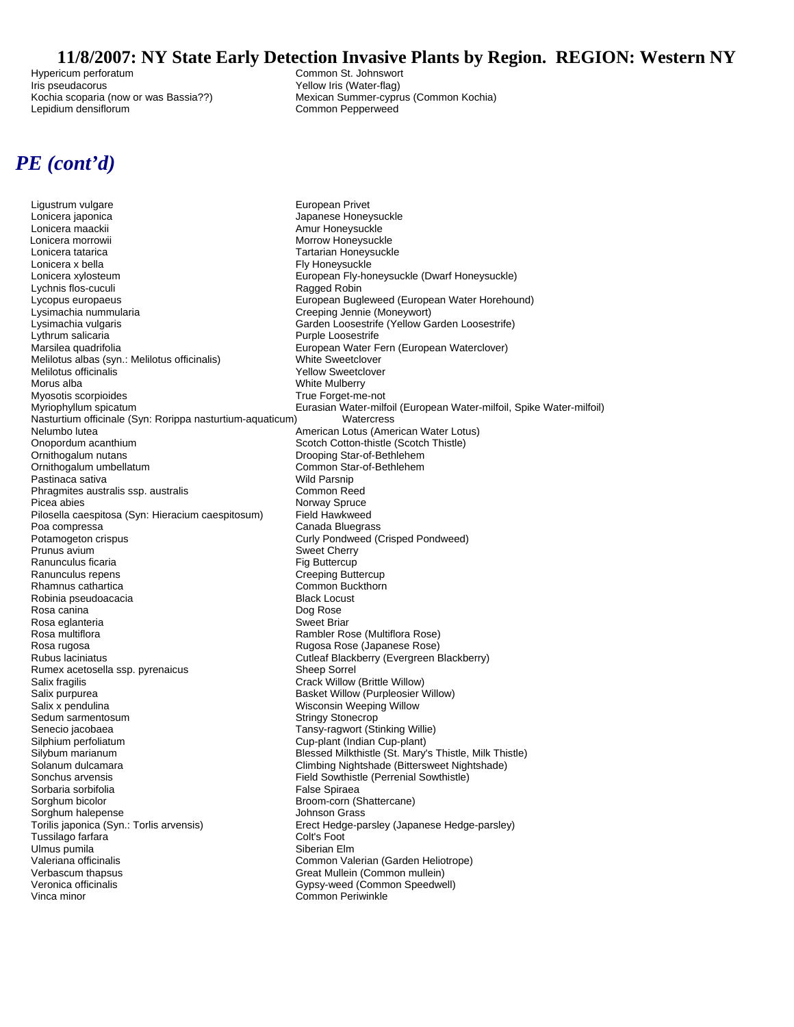# 11/8/2007: NY State Early Detection Invasive Plants by Region. REGION: Western NY

| | |
|---|---|
| Hypericum perforatum | Common St. Johnswort |
| Iris pseudacorus | Yellow Iris (Water-flag) |
| Kochia scoparia (now or was Bassia??) | Mexican Summer-cyprus (Common Kochia) |
| Lepidium densiflorum | Common Pepperweed |

## *PE (cont'd)*

| | |
|---|---|
| Ligustrum vulgare | European Privet |
| Lonicera japonica | Japanese Honeysuckle |
| Lonicera maackii | Amur Honeysuckle |
| Lonicera morrowii | Morrow Honeysuckle |
| Lonicera tatarica | Tartarian Honeysuckle |
| Lonicera x bella | Fly Honeysuckle |
| Lonicera xylosteum | European Fly-honeysuckle (Dwarf Honeysuckle) |
| Lychnis flos-cuculi | Ragged Robin |
| Lycopus europaeus | European Bugleweed (European Water Horehound) |
| Lysimachia nummularia | Creeping Jennie (Moneywort) |
| Lysimachia vulgaris | Garden Loosestrife (Yellow Garden Loosestrife) |
| Lythrum salicaria | Purple Loosestrife |
| Marsilea quadrifolia | European Water Fern (European Waterclover) |
| Melilotus albas (syn.: Melilotus officinalis) | White Sweetclover |
| Melilotus officinalis | Yellow Sweetclover |
| Morus alba | White Mulberry |
| Myosotis scorpioides | True Forget-me-not |
| Myriophyllum spicatum | Eurasian Water-milfoil (European Water-milfoil, Spike Water-milfoil) |
| Nasturtium officinale (Syn: Rorippa nasturtium-aquaticum) | Watercress |
| Nelumbo lutea | American Lotus (American Water Lotus) |
| Onopordum acanthium | Scotch Cotton-thistle (Scotch Thistle) |
| Ornithogalum nutans | Drooping Star-of-Bethlehem |
| Ornithogalum umbellatum | Common Star-of-Bethlehem |
| Pastinaca sativa | Wild Parsnip |
| Phragmites australis ssp. australis | Common Reed |
| Picea abies | Norway Spruce |
| Pilosella caespitosa (Syn: Hieracium caespitosum) | Field Hawkweed |
| Poa compressa | Canada Bluegrass |
| Potamogeton crispus | Curly Pondweed (Crisped Pondweed) |
| Prunus avium | Sweet Cherry |
| Ranunculus ficaria | Fig Buttercup |
| Ranunculus repens | Creeping Buttercup |
| Rhamnus cathartica | Common Buckthorn |
| Robinia pseudoacacia | Black Locust |
| Rosa canina | Dog Rose |
| Rosa eglanteria | Sweet Briar |
| Rosa multiflora | Rambler Rose (Multiflora Rose) |
| Rosa rugosa | Rugosa Rose (Japanese Rose) |
| Rubus laciniatus | Cutleaf Blackberry (Evergreen Blackberry) |
| Rumex acetosella ssp. pyrenaicus | Sheep Sorrel |
| Salix fragilis | Crack Willow (Brittle Willow) |
| Salix purpurea | Basket Willow (Purpleosier Willow) |
| Salix x pendulina | Wisconsin Weeping Willow |
| Sedum sarmentosum | Stringy Stonecrop |
| Senecio jacobaea | Tansy-ragwort (Stinking Willie) |
| Silphium perfoliatum | Cup-plant (Indian Cup-plant) |
| Silybum marianum | Blessed Milkthistle (St. Mary's Thistle, Milk Thistle) |
| Solanum dulcamara | Climbing Nightshade (Bittersweet Nightshade) |
| Sonchus arvensis | Field Sowthistle (Perrenial Sowthistle) |
| Sorbaria sorbifolia | False Spiraea |
| Sorghum bicolor | Broom-corn (Shattercane) |
| Sorghum halepense | Johnson Grass |
| Torilis japonica (Syn.: Torlis arvensis) | Erect Hedge-parsley (Japanese Hedge-parsley) |
| Tussilago farfara | Colt's Foot |
| Ulmus pumila | Siberian Elm |
| Valeriana officinalis | Common Valerian (Garden Heliotrope) |
| Verbascum thapsus | Great Mullein (Common mullein) |
| Veronica officinalis | Gypsy-weed (Common Speedwell) |
| Vinca minor | Common Periwinkle |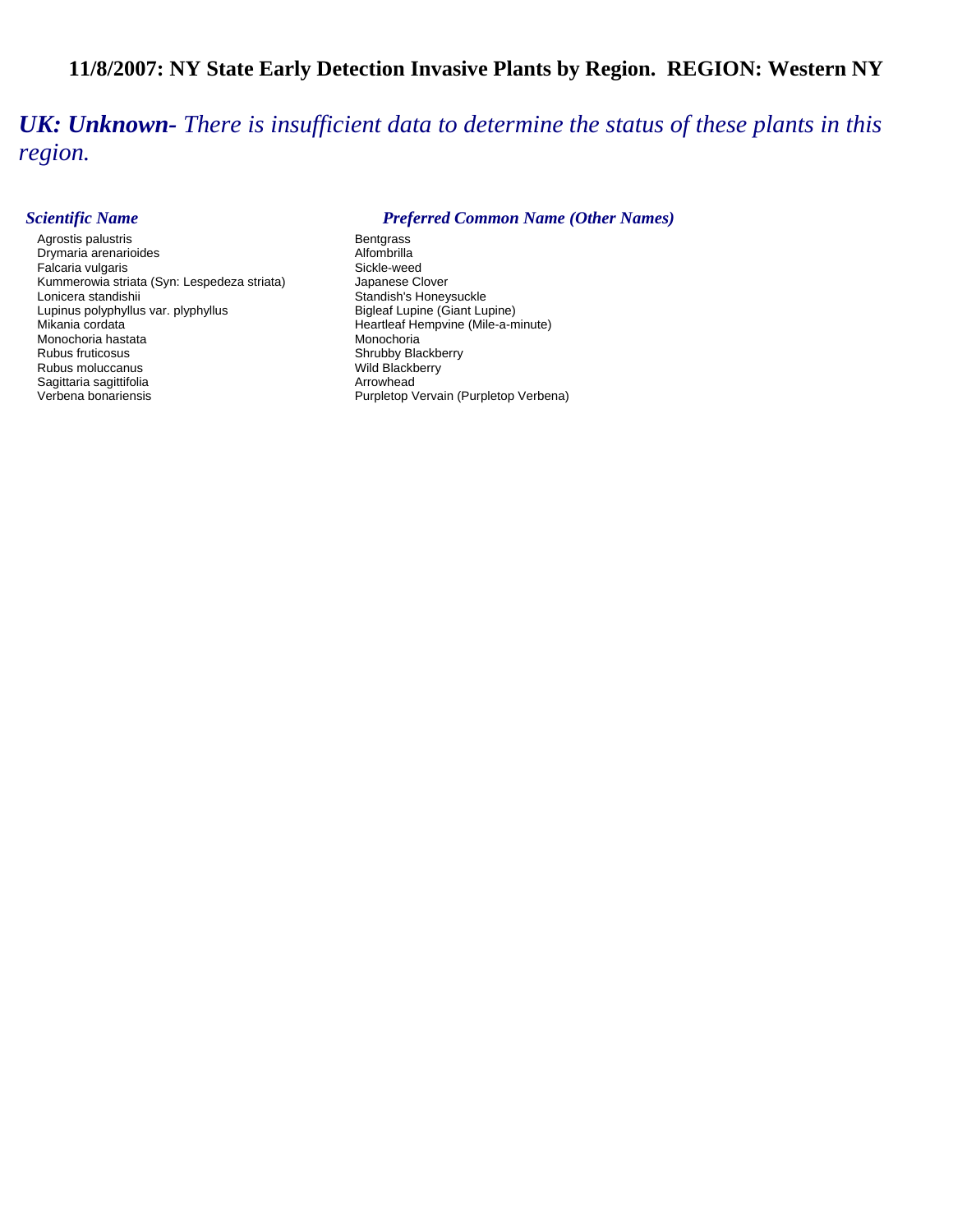# 11/8/2007: NY State Early Detection Invasive Plants by Region. REGION: Western NY

## *UK: Unknown- There is insufficient data to determine the status of these plants in this region.*

| *Scientific Name* | *Preferred Common Name (Other Names)* |
|---|---|
| Agrostis palustris | Bentgrass |
| Drymaria arenarioides | Alfombrilla |
| Falcaria vulgaris | Sickle-weed |
| Kummerowia striata (Syn: Lespedeza striata) | Japanese Clover |
| Lonicera standishii | Standish's Honeysuckle |
| Lupinus polyphyllus var. plyphyllus | Bigleaf Lupine (Giant Lupine) |
| Mikania cordata | Heartleaf Hempvine (Mile-a-minute) |
| Monochoria hastata | Monochoria |
| Rubus fruticosus | Shrubby Blackberry |
| Rubus moluccanus | Wild Blackberry |
| Sagittaria sagittifolia | Arrowhead |
| Verbena bonariensis | Purpletop Vervain (Purpletop Verbena) |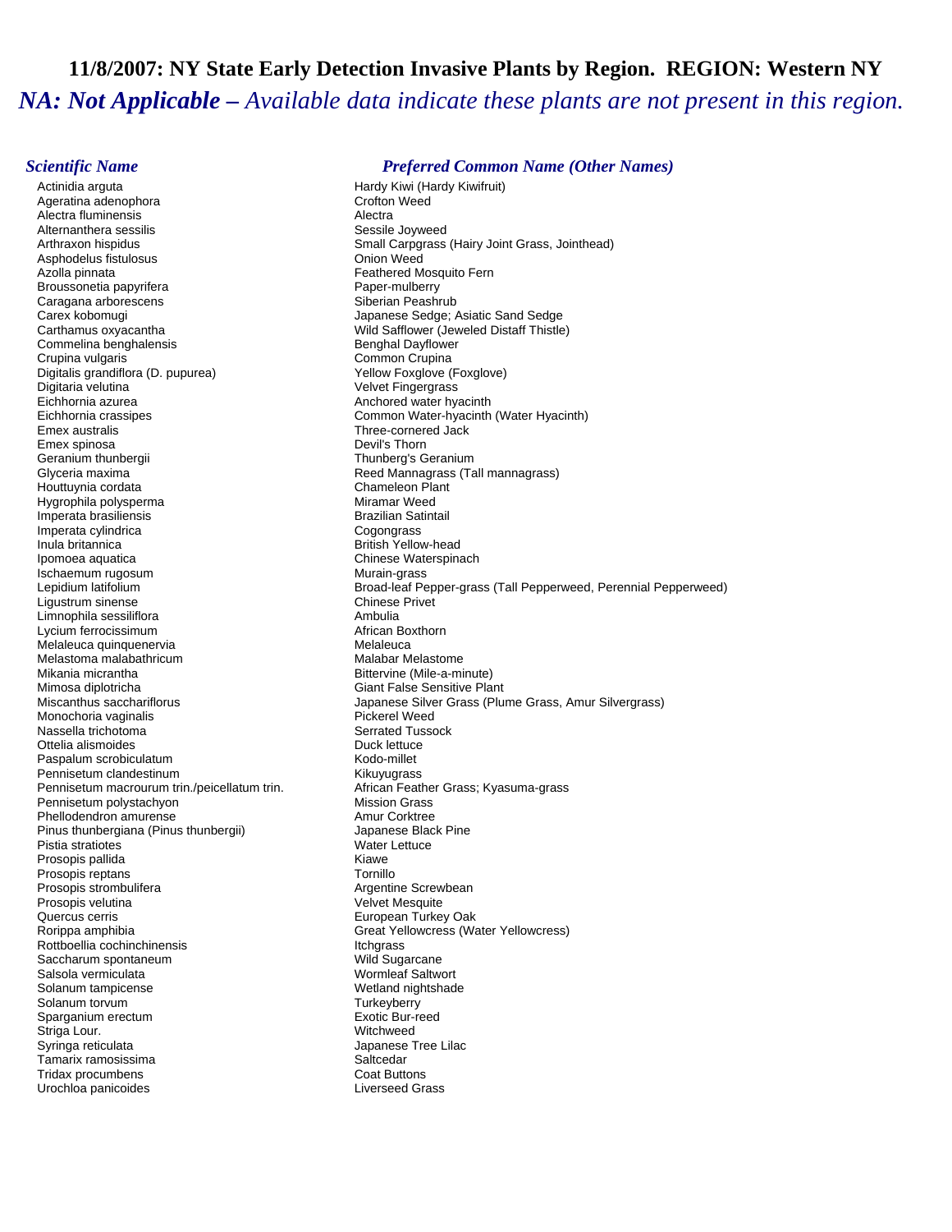# 11/8/2007: NY State Early Detection Invasive Plants by Region. REGION: Western NY

***NA: Not Applicable** – Available data indicate these plants are not present in this region.*

| *Scientific Name* | *Preferred Common Name (Other Names)* |
|---|---|
| Actinidia arguta | Hardy Kiwi (Hardy Kiwifruit) |
| Ageratina adenophora | Crofton Weed |
| Alectra fluminensis | Alectra |
| Alternanthera sessilis | Sessile Joyweed |
| Arthraxon hispidus | Small Carpgrass (Hairy Joint Grass, Jointhead) |
| Asphodelus fistulosus | Onion Weed |
| Azolla pinnata | Feathered Mosquito Fern |
| Broussonetia papyrifera | Paper-mulberry |
| Caragana arborescens | Siberian Peashrub |
| Carex kobomugi | Japanese Sedge; Asiatic Sand Sedge |
| Carthamus oxyacantha | Wild Safflower (Jeweled Distaff Thistle) |
| Commelina benghalensis | Benghal Dayflower |
| Crupina vulgaris | Common Crupina |
| Digitalis grandiflora (D. pupurea) | Yellow Foxglove (Foxglove) |
| Digitaria velutina | Velvet Fingergrass |
| Eichhornia azurea | Anchored water hyacinth |
| Eichhornia crassipes | Common Water-hyacinth (Water Hyacinth) |
| Emex australis | Three-cornered Jack |
| Emex spinosa | Devil's Thorn |
| Geranium thunbergii | Thunberg's Geranium |
| Glyceria maxima | Reed Mannagrass (Tall mannagrass) |
| Houttuynia cordata | Chameleon Plant |
| Hygrophila polysperma | Miramar Weed |
| Imperata brasiliensis | Brazilian Satintail |
| Imperata cylindrica | Cogongrass |
| Inula britannica | British Yellow-head |
| Ipomoea aquatica | Chinese Waterspinach |
| Ischaemum rugosum | Murain-grass |
| Lepidium latifolium | Broad-leaf Pepper-grass (Tall Pepperweed, Perennial Pepperweed) |
| Ligustrum sinense | Chinese Privet |
| Limnophila sessiliflora | Ambulia |
| Lycium ferrocissimum | African Boxthorn |
| Melaleuca quinquenervia | Melaleuca |
| Melastoma malabathricum | Malabar Melastome |
| Mikania micrantha | Bittervine (Mile-a-minute) |
| Mimosa diplotricha | Giant False Sensitive Plant |
| Miscanthus sacchariflorus | Japanese Silver Grass (Plume Grass, Amur Silvergrass) |
| Monochoria vaginalis | Pickerel Weed |
| Nassella trichotoma | Serrated Tussock |
| Ottelia alismoides | Duck lettuce |
| Paspalum scrobiculatum | Kodo-millet |
| Pennisetum clandestinum | Kikuyugrass |
| Pennisetum macrourum trin./peicellatum trin. | African Feather Grass; Kyasuma-grass |
| Pennisetum polystachyon | Mission Grass |
| Phellodendron amurense | Amur Corktree |
| Pinus thunbergiana (Pinus thunbergii) | Japanese Black Pine |
| Pistia stratiotes | Water Lettuce |
| Prosopis pallida | Kiawe |
| Prosopis reptans | Tornillo |
| Prosopis strombulifera | Argentine Screwbean |
| Prosopis velutina | Velvet Mesquite |
| Quercus cerris | European Turkey Oak |
| Rorippa amphibia | Great Yellowcress (Water Yellowcress) |
| Rottboellia cochinchinensis | Itchgrass |
| Saccharum spontaneum | Wild Sugarcane |
| Salsola vermiculata | Wormleaf Saltwort |
| Solanum tampicense | Wetland nightshade |
| Solanum torvum | Turkeyberry |
| Sparganium erectum | Exotic Bur-reed |
| Striga Lour. | Witchweed |
| Syringa reticulata | Japanese Tree Lilac |
| Tamarix ramosissima | Saltcedar |
| Tridax procumbens | Coat Buttons |
| Urochloa panicoides | Liverseed Grass |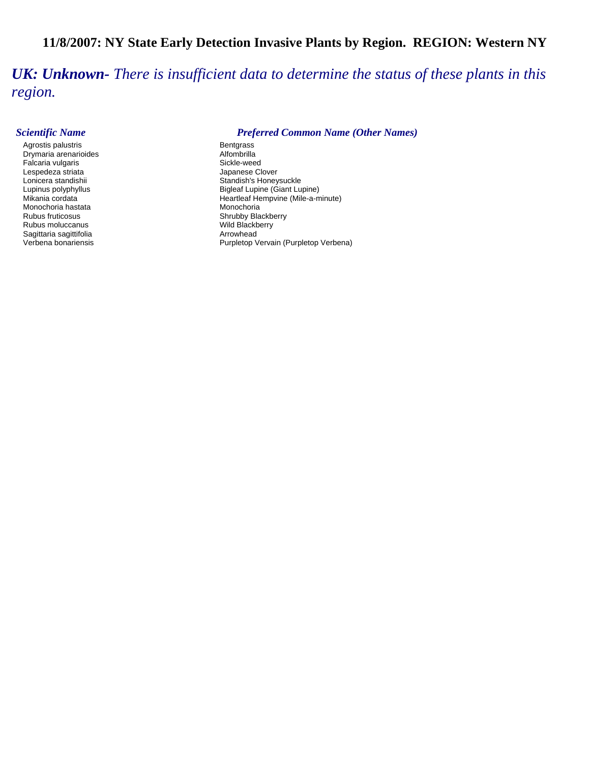**11/8/2007: NY State Early Detection Invasive Plants by Region. REGION: Western NY**

## *UK: Unknown- There is insufficient data to determine the status of these plants in this region.*

| *Scientific Name* | *Preferred Common Name (Other Names)* |
| --- | --- |
| Agrostis palustris | Bentgrass |
| Drymaria arenarioides | Alfombrilla |
| Falcaria vulgaris | Sickle-weed |
| Lespedeza striata | Japanese Clover |
| Lonicera standishii | Standish's Honeysuckle |
| Lupinus polyphyllus | Bigleaf Lupine (Giant Lupine) |
| Mikania cordata | Heartleaf Hempvine (Mile-a-minute) |
| Monochoria hastata | Monochoria |
| Rubus fruticosus | Shrubby Blackberry |
| Rubus moluccanus | Wild Blackberry |
| Sagittaria sagittifolia | Arrowhead |
| Verbena bonariensis | Purpletop Vervain (Purpletop Verbena) |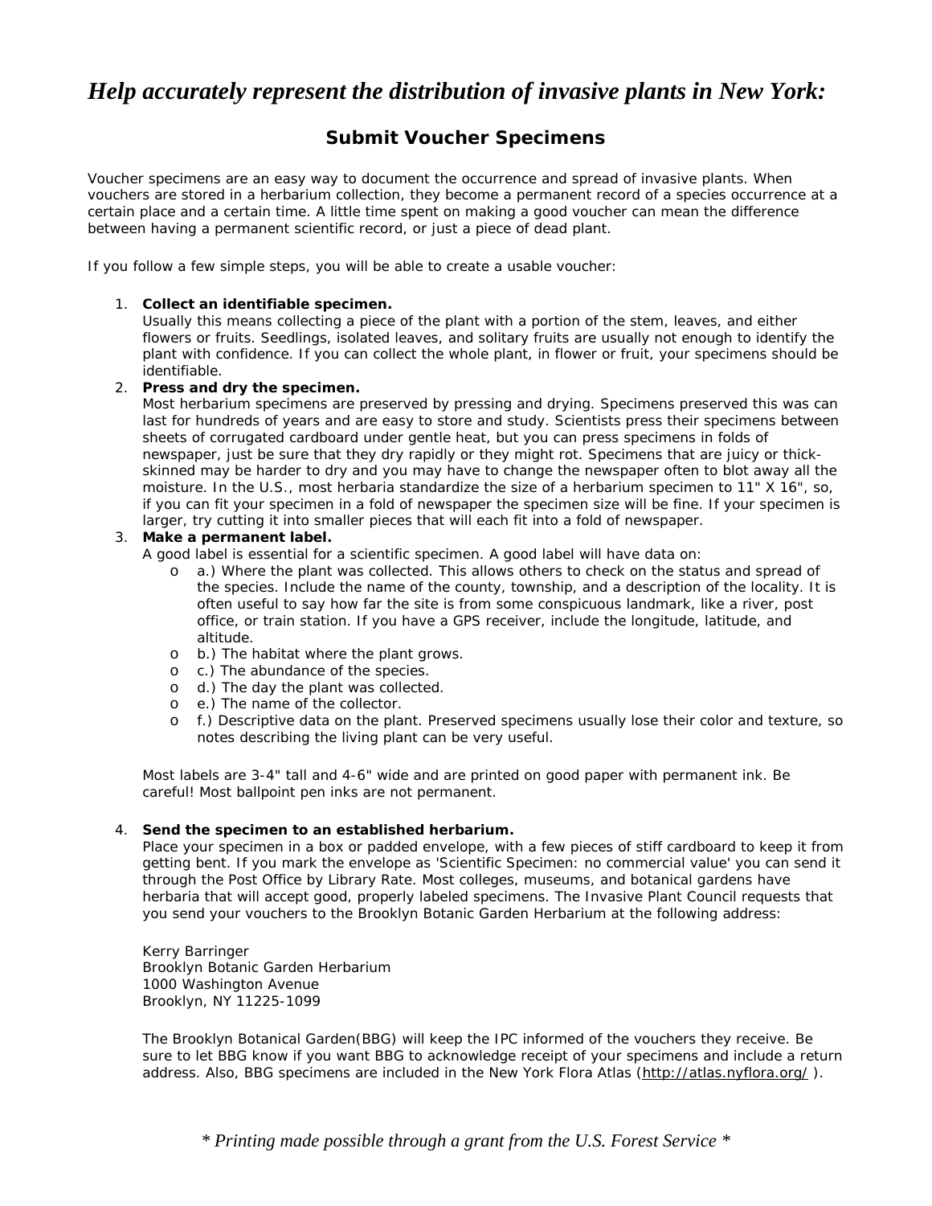# *Help accurately represent the distribution of invasive plants in New York:*

## Submit Voucher Specimens

Voucher specimens are an easy way to document the occurrence and spread of invasive plants. When vouchers are stored in a herbarium collection, they become a permanent record of a species occurrence at a certain place and a certain time. A little time spent on making a good voucher can mean the difference between having a permanent scientific record, or just a piece of dead plant.

If you follow a few simple steps, you will be able to create a usable voucher:

1. **Collect an identifiable specimen.**
   Usually this means collecting a piece of the plant with a portion of the stem, leaves, and either flowers or fruits. Seedlings, isolated leaves, and solitary fruits are usually not enough to identify the plant with confidence. If you can collect the whole plant, in flower or fruit, your specimens should be identifiable.
2. **Press and dry the specimen.**
   Most herbarium specimens are preserved by pressing and drying. Specimens preserved this was can last for hundreds of years and are easy to store and study. Scientists press their specimens between sheets of corrugated cardboard under gentle heat, but you can press specimens in folds of newspaper, just be sure that they dry rapidly or they might rot. Specimens that are juicy or thick-skinned may be harder to dry and you may have to change the newspaper often to blot away all the moisture. In the U.S., most herbaria standardize the size of a herbarium specimen to 11" X 16", so, if you can fit your specimen in a fold of newspaper the specimen size will be fine. If your specimen is larger, try cutting it into smaller pieces that will each fit into a fold of newspaper.
3. **Make a permanent label.**
   A good label is essential for a scientific specimen. A good label will have data on:
   - a.) Where the plant was collected. This allows others to check on the status and spread of the species. Include the name of the county, township, and a description of the locality. It is often useful to say how far the site is from some conspicuous landmark, like a river, post office, or train station. If you have a GPS receiver, include the longitude, latitude, and altitude.
   - b.) The habitat where the plant grows.
   - c.) The abundance of the species.
   - d.) The day the plant was collected.
   - e.) The name of the collector.
   - f.) Descriptive data on the plant. Preserved specimens usually lose their color and texture, so notes describing the living plant can be very useful.

   Most labels are 3-4" tall and 4-6" wide and are printed on good paper with permanent ink. Be careful! Most ballpoint pen inks are not permanent.

4. **Send the specimen to an established herbarium.**
   Place your specimen in a box or padded envelope, with a few pieces of stiff cardboard to keep it from getting bent. If you mark the envelope as 'Scientific Specimen: no commercial value' you can send it through the Post Office by Library Rate. Most colleges, museums, and botanical gardens have herbaria that will accept good, properly labeled specimens. The Invasive Plant Council requests that you send your vouchers to the Brooklyn Botanic Garden Herbarium at the following address:

   Kerry Barringer
   Brooklyn Botanic Garden Herbarium
   1000 Washington Avenue
   Brooklyn, NY 11225-1099

   The Brooklyn Botanical Garden(BBG) will keep the IPC informed of the vouchers they receive. Be sure to let BBG know if you want BBG to acknowledge receipt of your specimens and include a return address. Also, BBG specimens are included in the New York Flora Atlas (http://atlas.nyflora.org/ ).

*\* Printing made possible through a grant from the U.S. Forest Service \**